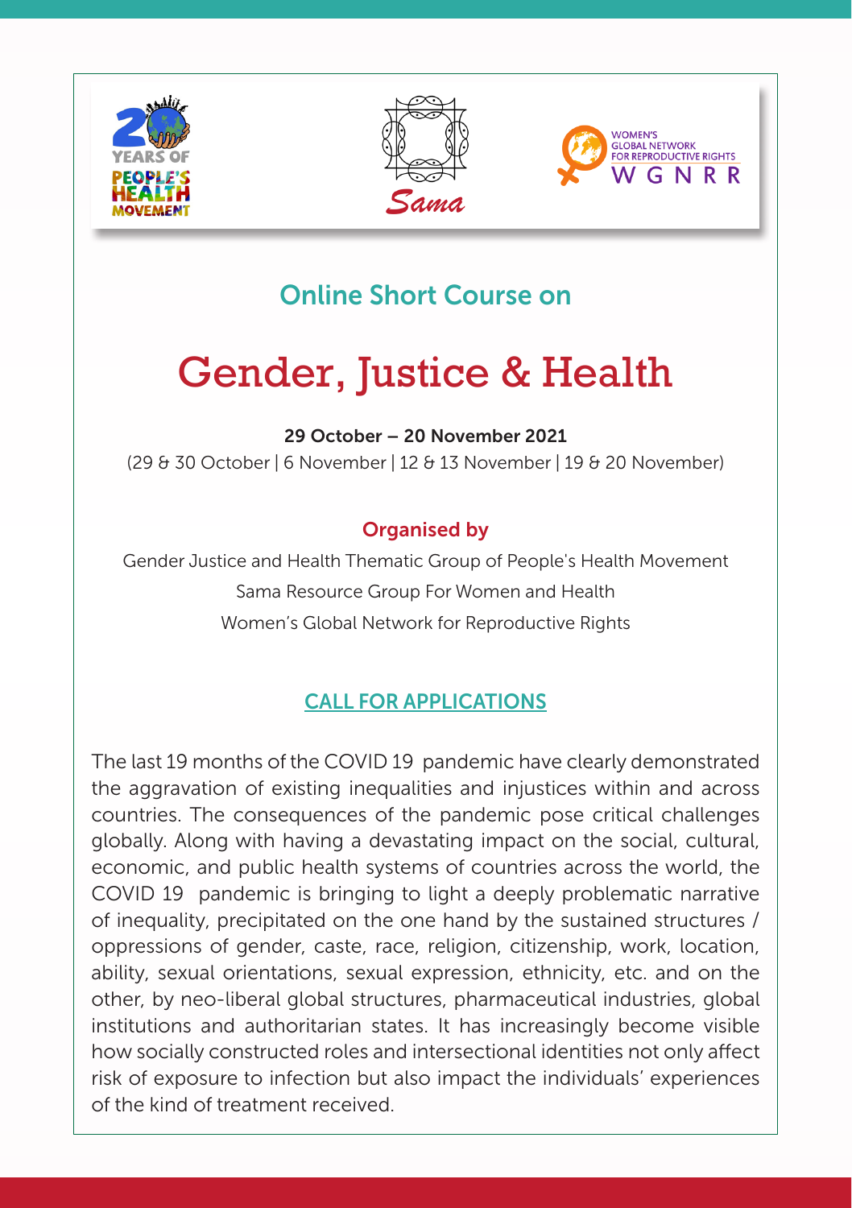## Online Short Course on

# Gender, Justice & Health

**29 October – 20 November 2021**

(29 & 30 October | 6 November | 12 & 13 November | 19 & 20 November)

**Organised by**

Gender Justice and Health Thematic Group of People's Health Movement

Sama Resource Group For Women and Health

Women's Global Network for Reproductive Rights

## CALL FOR APPLICATIONS

The last 19 months of the COVID 19 pandemic have clearly demonstrated the aggravation of existing inequalities and injustices within and across countries. The consequences of the pandemic pose critical challenges globally. Along with having a devastating impact on the social, cultural, economic, and public health systems of countries across the world, the COVID 19 pandemic is bringing to light a deeply problematic narrative of inequality, precipitated on the one hand by the sustained structures / oppressions of gender, caste, race, religion, citizenship, work, location, ability, sexual orientations, sexual expression, ethnicity, etc. and on the other, by neo-liberal global structures, pharmaceutical industries, global institutions and authoritarian states. It has increasingly become visible how socially constructed roles and intersectional identities not only affect risk of exposure to infection but also impact the individuals' experiences of the kind of treatment received.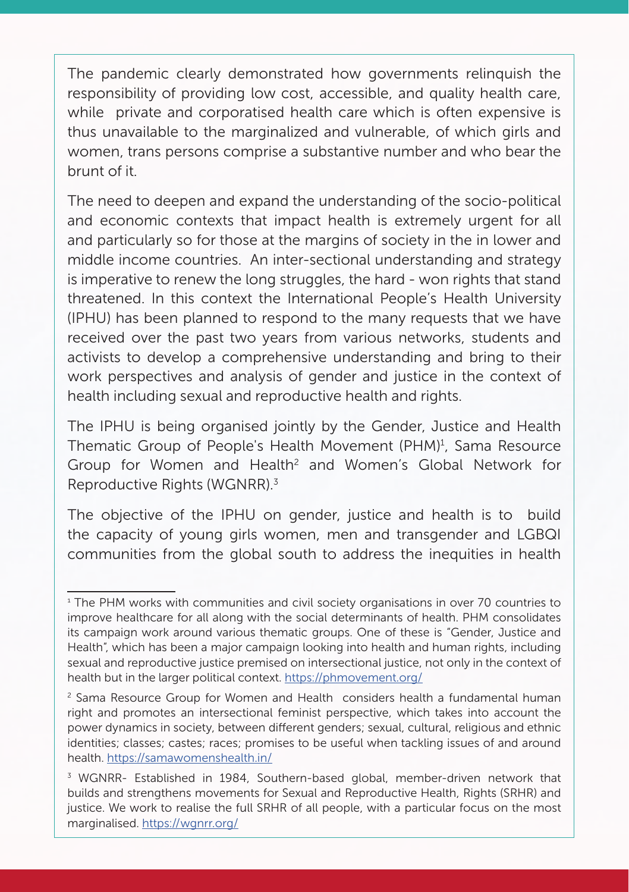The pandemic clearly demonstrated how governments relinquish the responsibility of providing low cost, accessible, and quality health care, while private and corporatised health care which is often expensive is thus unavailable to the marginalized and vulnerable, of which girls and women, trans persons comprise a substantive number and who bear the brunt of it.

The need to deepen and expand the understanding of the socio-political and economic contexts that impact health is extremely urgent for all and particularly so for those at the margins of society in the in lower and middle income countries. An inter-sectional understanding and strategy is imperative to renew the long struggles, the hard - won rights that stand threatened. In this context the International People's Health University (IPHU) has been planned to respond to the many requests that we have received over the past two years from various networks, students and activists to develop a comprehensive understanding and bring to their work perspectives and analysis of gender and justice in the context of health including sexual and reproductive health and rights.

The IPHU is being organised jointly by the Gender, Justice and Health Thematic Group of People's Health Movement (PHM)[1], Sama Resource Group for Women and Health[2] and Women's Global Network for Reproductive Rights (WGNRR).[3]

The objective of the IPHU on gender, justice and health is to build the capacity of young girls women, men and transgender and LGBQI communities from the global south to address the inequities in health

---

[1] The PHM works with communities and civil society organisations in over 70 countries to improve healthcare for all along with the social determinants of health. PHM consolidates its campaign work around various thematic groups. One of these is "Gender, Justice and Health", which has been a major campaign looking into health and human rights, including sexual and reproductive justice premised on intersectional justice, not only in the context of health but in the larger political context. https://phmovement.org/

[2] Sama Resource Group for Women and Health considers health a fundamental human right and promotes an intersectional feminist perspective, which takes into account the power dynamics in society, between different genders; sexual, cultural, religious and ethnic identities; classes; castes; races; promises to be useful when tackling issues of and around health. https://samawomenshealth.in/

[3] WGNRR- Established in 1984, Southern-based global, member-driven network that builds and strengthens movements for Sexual and Reproductive Health, Rights (SRHR) and justice. We work to realise the full SRHR of all people, with a particular focus on the most marginalised. https://wgnrr.org/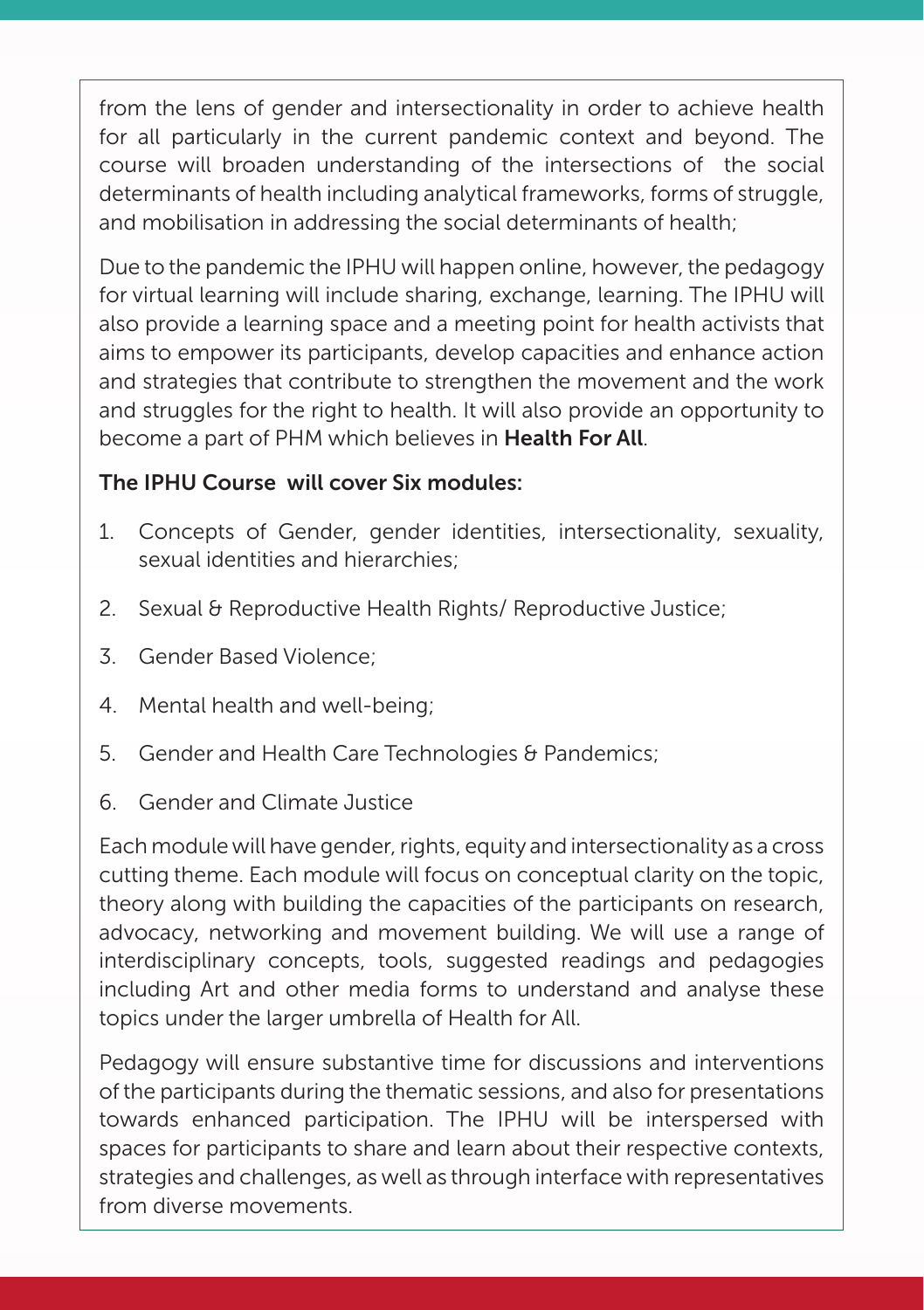from the lens of gender and intersectionality in order to achieve health for all particularly in the current pandemic context and beyond. The course will broaden understanding of the intersections of the social determinants of health including analytical frameworks, forms of struggle, and mobilisation in addressing the social determinants of health;

Due to the pandemic the IPHU will happen online, however, the pedagogy for virtual learning will include sharing, exchange, learning. The IPHU will also provide a learning space and a meeting point for health activists that aims to empower its participants, develop capacities and enhance action and strategies that contribute to strengthen the movement and the work and struggles for the right to health. It will also provide an opportunity to become a part of PHM which believes in **Health For All**.

**The IPHU Course will cover Six modules:**

1. Concepts of Gender, gender identities, intersectionality, sexuality, sexual identities and hierarchies;
2. Sexual & Reproductive Health Rights/ Reproductive Justice;
3. Gender Based Violence;
4. Mental health and well-being;
5. Gender and Health Care Technologies & Pandemics;
6. Gender and Climate Justice

Each module will have gender, rights, equity and intersectionality as a cross cutting theme. Each module will focus on conceptual clarity on the topic, theory along with building the capacities of the participants on research, advocacy, networking and movement building. We will use a range of interdisciplinary concepts, tools, suggested readings and pedagogies including Art and other media forms to understand and analyse these topics under the larger umbrella of Health for All.

Pedagogy will ensure substantive time for discussions and interventions of the participants during the thematic sessions, and also for presentations towards enhanced participation. The IPHU will be interspersed with spaces for participants to share and learn about their respective contexts, strategies and challenges, as well as through interface with representatives from diverse movements.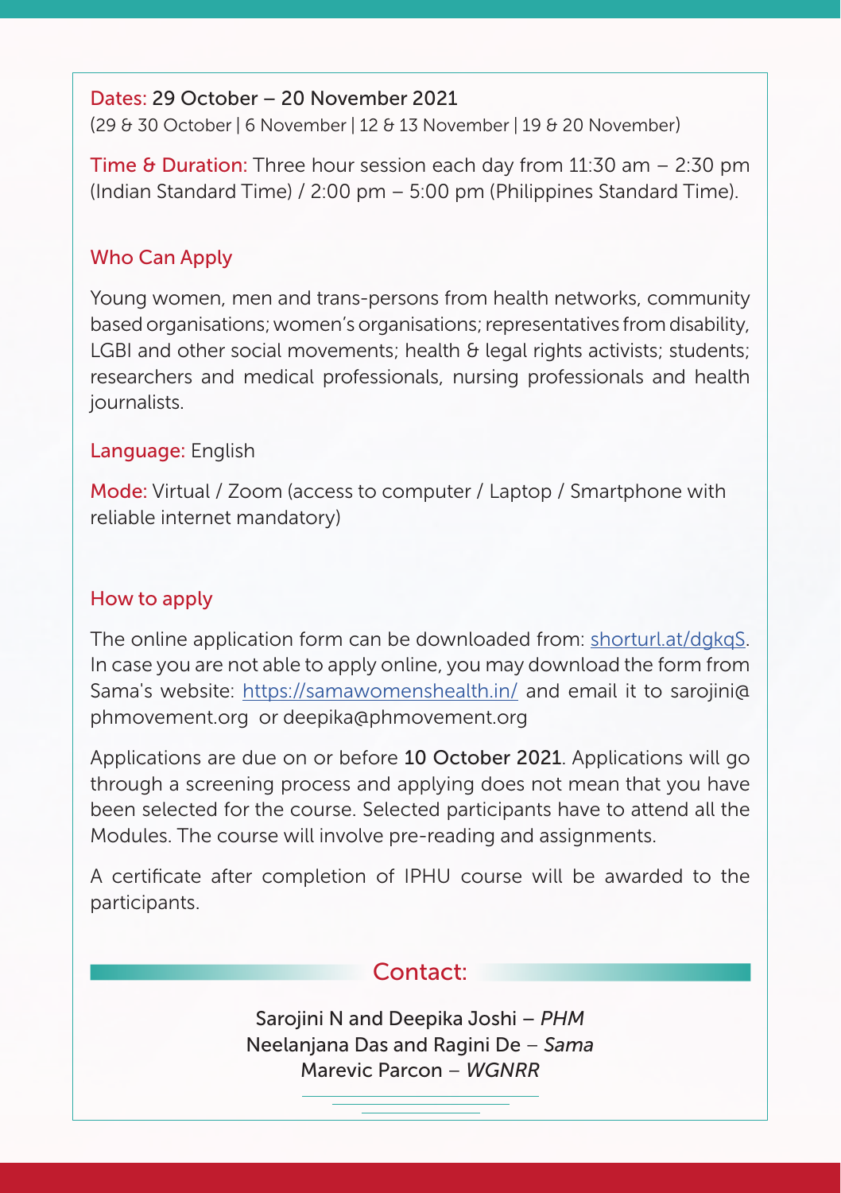**Dates:** 29 October – 20 November 2021
(29 & 30 October | 6 November | 12 & 13 November | 19 & 20 November)

**Time & Duration:** Three hour session each day from 11:30 am – 2:30 pm (Indian Standard Time) / 2:00 pm – 5:00 pm (Philippines Standard Time).

## Who Can Apply

Young women, men and trans-persons from health networks, community based organisations; women's organisations; representatives from disability, LGBI and other social movements; health & legal rights activists; students; researchers and medical professionals, nursing professionals and health journalists.

**Language:** English

**Mode:** Virtual / Zoom (access to computer / Laptop / Smartphone with reliable internet mandatory)

## How to apply

The online application form can be downloaded from: shorturl.at/dgkqS. In case you are not able to apply online, you may download the form from Sama's website: https://samawomenshealth.in/ and email it to sarojini@phmovement.org or deepika@phmovement.org

Applications are due on or before **10 October 2021**. Applications will go through a screening process and applying does not mean that you have been selected for the course. Selected participants have to attend all the Modules. The course will involve pre-reading and assignments.

A certificate after completion of IPHU course will be awarded to the participants.

## Contact:

Sarojini N and Deepika Joshi – *PHM*
Neelanjana Das and Ragini De – *Sama*
Marevic Parcon – *WGNRR*